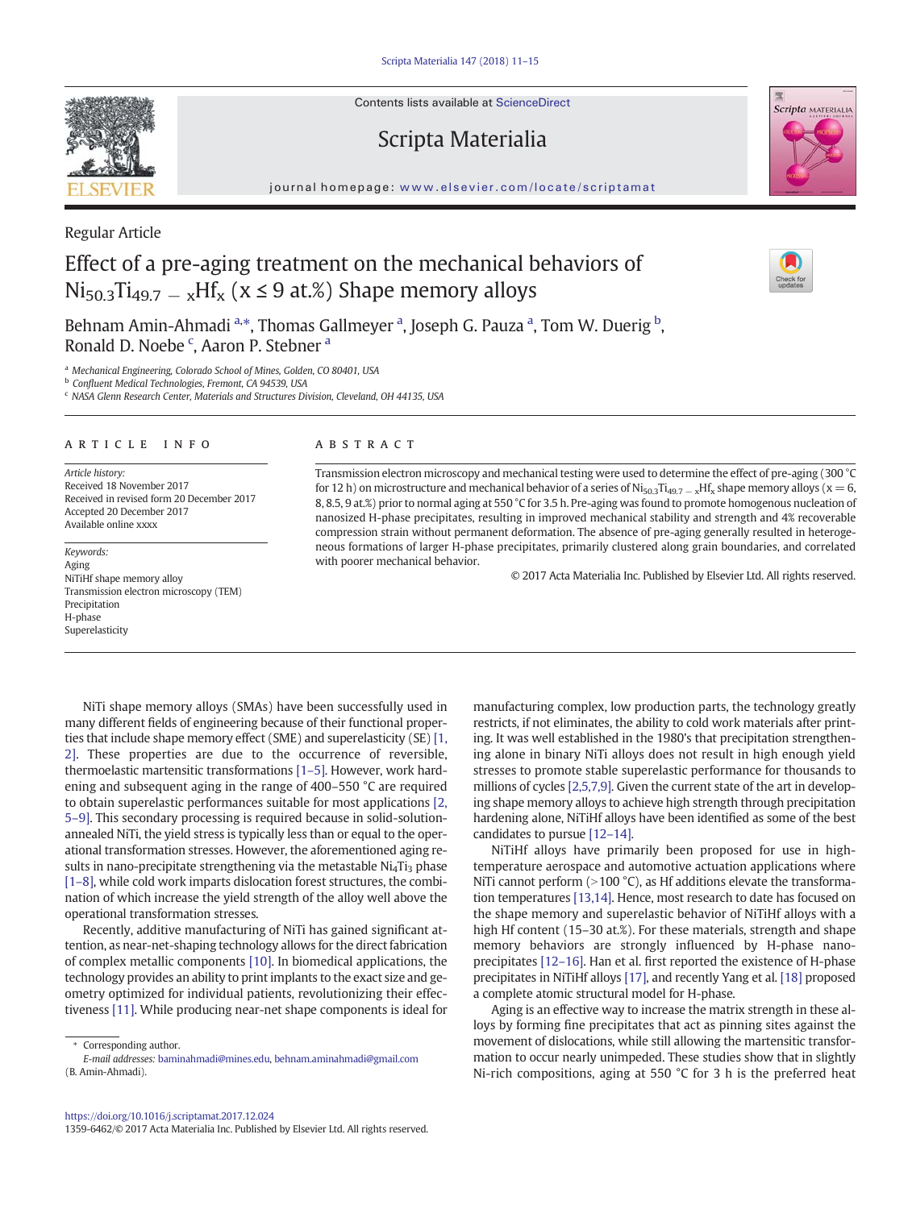Contents lists available at ScienceDirect

# Scripta Materialia

journal homepage: www.elsevier.com/locate/scriptamat

Regular Article

# Effect of a pre-aging treatment on the mechanical behaviors of $Ni_{50.3}Ti_{49.7-x}Hf_x$ (x ≤ 9 at.%) Shape memory alloys

Behnam Amin-Ahmadi [a,*], Thomas Gallmeyer [a], Joseph G. Pauza [a], Tom W. Duerig [b], Ronald D. Noebe [c], Aaron P. Stebner [a]

[a] Mechanical Engineering, Colorado School of Mines, Golden, CO 80401, USA
[b] Confluent Medical Technologies, Fremont, CA 94539, USA
[c] NASA Glenn Research Center, Materials and Structures Division, Cleveland, OH 44135, USA

## ARTICLE INFO

*Article history:*
Received 18 November 2017
Received in revised form 20 December 2017
Accepted 20 December 2017
Available online xxxx

*Keywords:*
Aging
NiTiHf shape memory alloy
Transmission electron microscopy (TEM)
Precipitation
H-phase
Superelasticity

## ABSTRACT

Transmission electron microscopy and mechanical testing were used to determine the effect of pre-aging (300 °C for 12 h) on microstructure and mechanical behavior of a series of $Ni_{50.3}Ti_{49.7-x}Hf_x$ shape memory alloys (x = 6, 8, 8.5, 9 at.%) prior to normal aging at 550 °C for 3.5 h. Pre-aging was found to promote homogenous nucleation of nanosized H-phase precipitates, resulting in improved mechanical stability and strength and 4% recoverable compression strain without permanent deformation. The absence of pre-aging generally resulted in heterogeneous formations of larger H-phase precipitates, primarily clustered along grain boundaries, and correlated with poorer mechanical behavior.

© 2017 Acta Materialia Inc. Published by Elsevier Ltd. All rights reserved.

NiTi shape memory alloys (SMAs) have been successfully used in many different fields of engineering because of their functional properties that include shape memory effect (SME) and superelasticity (SE) [1, 2]. These properties are due to the occurrence of reversible, thermoelastic martensitic transformations [1–5]. However, work hardening and subsequent aging in the range of 400–550 °C are required to obtain superelastic performances suitable for most applications [2, 5–9]. This secondary processing is required because in solid-solution-annealed NiTi, the yield stress is typically less than or equal to the operational transformation stresses. However, the aforementioned aging results in nano-precipitate strengthening via the metastable $Ni_4Ti_3$ phase [1–8], while cold work imparts dislocation forest structures, the combination of which increase the yield strength of the alloy well above the operational transformation stresses.

Recently, additive manufacturing of NiTi has gained significant attention, as near-net-shaping technology allows for the direct fabrication of complex metallic components [10]. In biomedical applications, the technology provides an ability to print implants to the exact size and geometry optimized for individual patients, revolutionizing their effectiveness [11]. While producing near-net shape components is ideal for manufacturing complex, low production parts, the technology greatly restricts, if not eliminates, the ability to cold work materials after printing. It was well established in the 1980's that precipitation strengthening alone in binary NiTi alloys does not result in high enough yield stresses to promote stable superelastic performance for thousands to millions of cycles [2,5,7,9]. Given the current state of the art in developing shape memory alloys to achieve high strength through precipitation hardening alone, NiTiHf alloys have been identified as some of the best candidates to pursue [12–14].

NiTiHf alloys have primarily been proposed for use in high-temperature aerospace and automotive actuation applications where NiTi cannot perform (>100 °C), as Hf additions elevate the transformation temperatures [13,14]. Hence, most research to date has focused on the shape memory and superelastic behavior of NiTiHf alloys with a high Hf content (15–30 at.%). For these materials, strength and shape memory behaviors are strongly influenced by H-phase nano-precipitates [12–16]. Han et al. first reported the existence of H-phase precipitates in NiTiHf alloys [17], and recently Yang et al. [18] proposed a complete atomic structural model for H-phase.

Aging is an effective way to increase the matrix strength in these alloys by forming fine precipitates that act as pinning sites against the movement of dislocations, while still allowing the martensitic transformation to occur nearly unimpeded. These studies show that in slightly Ni-rich compositions, aging at 550 °C for 3 h is the preferred heat

\* Corresponding author.
*E-mail addresses:* baminahmadi@mines.edu, behnam.aminahmadi@gmail.com (B. Amin-Ahmadi).

https://doi.org/10.1016/j.scriptamat.2017.12.024
1359-6462/© 2017 Acta Materialia Inc. Published by Elsevier Ltd. All rights reserved.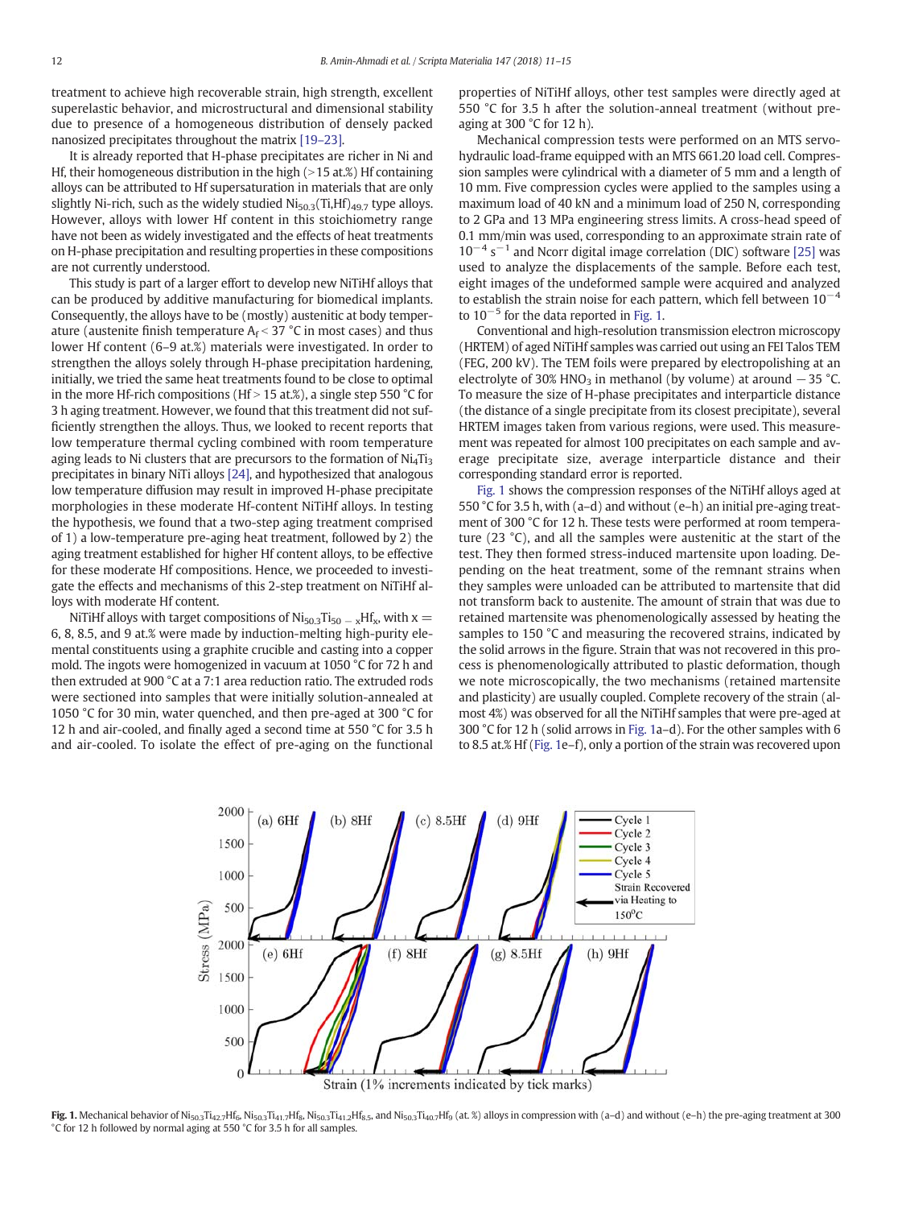treatment to achieve high recoverable strain, high strength, excellent superelastic behavior, and microstructural and dimensional stability due to presence of a homogeneous distribution of densely packed nanosized precipitates throughout the matrix [19–23].

It is already reported that H-phase precipitates are richer in Ni and Hf, their homogeneous distribution in the high (>15 at.%) Hf containing alloys can be attributed to Hf supersaturation in materials that are only slightly Ni-rich, such as the widely studied $Ni_{50.3}(Ti,Hf)_{49.7}$ type alloys. However, alloys with lower Hf content in this stoichiometry range have not been as widely investigated and the effects of heat treatments on H-phase precipitation and resulting properties in these compositions are not currently understood.

This study is part of a larger effort to develop new NiTiHf alloys that can be produced by additive manufacturing for biomedical implants. Consequently, the alloys have to be (mostly) austenitic at body temperature (austenite finish temperature $A_f < 37$ °C in most cases) and thus lower Hf content (6–9 at.%) materials were investigated. In order to strengthen the alloys solely through H-phase precipitation hardening, initially, we tried the same heat treatments found to be close to optimal in the more Hf-rich compositions (Hf > 15 at.%), a single step 550 °C for 3 h aging treatment. However, we found that this treatment did not sufficiently strengthen the alloys. Thus, we looked to recent reports that low temperature thermal cycling combined with room temperature aging leads to Ni clusters that are precursors to the formation of $Ni_4Ti_3$ precipitates in binary NiTi alloys [24], and hypothesized that analogous low temperature diffusion may result in improved H-phase precipitate morphologies in these moderate Hf-content NiTiHf alloys. In testing the hypothesis, we found that a two-step aging treatment comprised of 1) a low-temperature pre-aging heat treatment, followed by 2) the aging treatment established for higher Hf content alloys, to be effective for these moderate Hf compositions. Hence, we proceeded to investigate the effects and mechanisms of this 2-step treatment on NiTiHf alloys with moderate Hf content.

NiTiHf alloys with target compositions of $Ni_{50.3}Ti_{50-x}Hf_x$, with $x =$ 6, 8, 8.5, and 9 at.% were made by induction-melting high-purity elemental constituents using a graphite crucible and casting into a copper mold. The ingots were homogenized in vacuum at 1050 °C for 72 h and then extruded at 900 °C at a 7:1 area reduction ratio. The extruded rods were sectioned into samples that were initially solution-annealed at 1050 °C for 30 min, water quenched, and then pre-aged at 300 °C for 12 h and air-cooled, and finally aged a second time at 550 °C for 3.5 h and air-cooled. To isolate the effect of pre-aging on the functional properties of NiTiHf alloys, other test samples were directly aged at 550 °C for 3.5 h after the solution-anneal treatment (without pre-aging at 300 °C for 12 h).

Mechanical compression tests were performed on an MTS servo-hydraulic load-frame equipped with an MTS 661.20 load cell. Compression samples were cylindrical with a diameter of 5 mm and a length of 10 mm. Five compression cycles were applied to the samples using a maximum load of 40 kN and a minimum load of 250 N, corresponding to 2 GPa and 13 MPa engineering stress limits. A cross-head speed of 0.1 mm/min was used, corresponding to an approximate strain rate of $10^{-4}$ $s^{-1}$ and Ncorr digital image correlation (DIC) software [25] was used to analyze the displacements of the sample. Before each test, eight images of the undeformed sample were acquired and analyzed to establish the strain noise for each pattern, which fell between $10^{-4}$ to $10^{-5}$ for the data reported in Fig. 1.

Conventional and high-resolution transmission electron microscopy (HRTEM) of aged NiTiHf samples was carried out using an FEI Talos TEM (FEG, 200 kV). The TEM foils were prepared by electropolishing at an electrolyte of 30% $HNO_3$ in methanol (by volume) at around −35 °C. To measure the size of H-phase precipitates and interparticle distance (the distance of a single precipitate from its closest precipitate), several HRTEM images taken from various regions, were used. This measurement was repeated for almost 100 precipitates on each sample and average precipitate size, average interparticle distance and their corresponding standard error is reported.

Fig. 1 shows the compression responses of the NiTiHf alloys aged at 550 °C for 3.5 h, with (a–d) and without (e–h) an initial pre-aging treatment of 300 °C for 12 h. These tests were performed at room temperature (23 °C), and all the samples were austenitic at the start of the test. They then formed stress-induced martensite upon loading. Depending on the heat treatment, some of the remnant strains when they samples were unloaded can be attributed to martensite that did not transform back to austenite. The amount of strain that was due to retained martensite was phenomenologically assessed by heating the samples to 150 °C and measuring the recovered strains, indicated by the solid arrows in the figure. Strain that was not recovered in this process is phenomenologically attributed to plastic deformation, though we note microscopically, the two mechanisms (retained martensite and plasticity) are usually coupled. Complete recovery of the strain (almost 4%) was observed for all the NiTiHf samples that were pre-aged at 300 °C for 12 h (solid arrows in Fig. 1a–d). For the other samples with 6 to 8.5 at.% Hf (Fig. 1e–f), only a portion of the strain was recovered upon

**Fig. 1.** Mechanical behavior of $Ni_{50.3}Ti_{42.7}Hf_6$, $Ni_{50.3}Ti_{41.7}Hf_8$, $Ni_{50.3}Ti_{41.2}Hf_{8.5}$, and $Ni_{50.3}Ti_{40.7}Hf_9$ (at. %) alloys in compression with (a–d) and without (e–h) the pre-aging treatment at 300 °C for 12 h followed by normal aging at 550 °C for 3.5 h for all samples.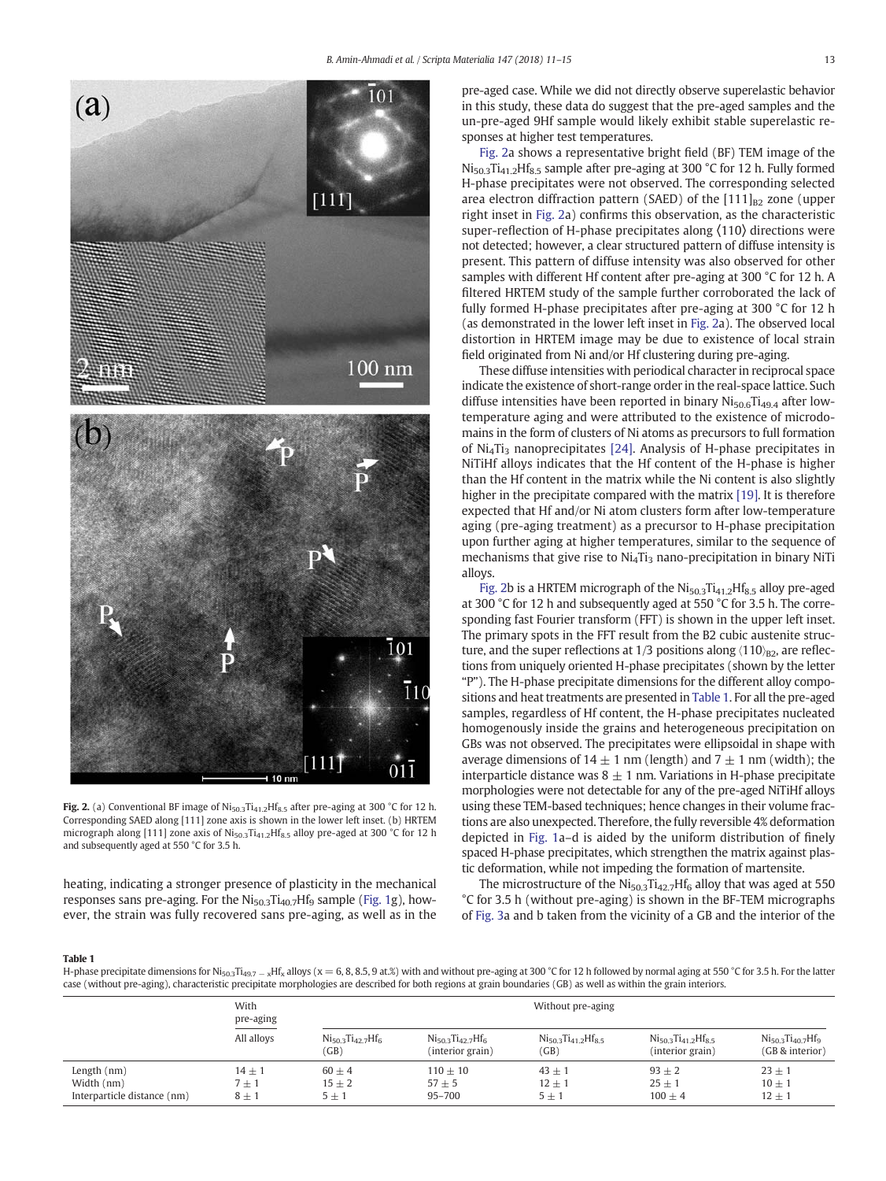**Fig. 2.** (a) Conventional BF image of $Ni_{50.3}Ti_{41.2}Hf_{8.5}$ after pre-aging at 300 °C for 12 h. Corresponding SAED along [111] zone axis is shown in the lower left inset. (b) HRTEM micrograph along [111] zone axis of $Ni_{50.3}Ti_{41.2}Hf_{8.5}$ alloy pre-aged at 300 °C for 12 h and subsequently aged at 550 °C for 3.5 h.

heating, indicating a stronger presence of plasticity in the mechanical responses sans pre-aging. For the $Ni_{50.3}Ti_{40.7}Hf_9$ sample (Fig. 1g), however, the strain was fully recovered sans pre-aging, as well as in the pre-aged case. While we did not directly observe superelastic behavior in this study, these data do suggest that the pre-aged samples and the un-pre-aged 9Hf sample would likely exhibit stable superelastic responses at higher test temperatures.

Fig. 2a shows a representative bright field (BF) TEM image of the $Ni_{50.3}Ti_{41.2}Hf_{8.5}$ sample after pre-aging at 300 °C for 12 h. Fully formed H-phase precipitates were not observed. The corresponding selected area electron diffraction pattern (SAED) of the $[111]_{B2}$ zone (upper right inset in Fig. 2a) confirms this observation, as the characteristic super-reflection of H-phase precipitates along ⟨110⟩ directions were not detected; however, a clear structured pattern of diffuse intensity is present. This pattern of diffuse intensity was also observed for other samples with different Hf content after pre-aging at 300 °C for 12 h. A filtered HRTEM study of the sample further corroborated the lack of fully formed H-phase precipitates after pre-aging at 300 °C for 12 h (as demonstrated in the lower left inset in Fig. 2a). The observed local distortion in HRTEM image may be due to existence of local strain field originated from Ni and/or Hf clustering during pre-aging.

These diffuse intensities with periodical character in reciprocal space indicate the existence of short-range order in the real-space lattice. Such diffuse intensities have been reported in binary $Ni_{50.6}Ti_{49.4}$ after low-temperature aging and were attributed to the existence of microdomains in the form of clusters of Ni atoms as precursors to full formation of $Ni_4Ti_3$ nanoprecipitates [24]. Analysis of H-phase precipitates in NiTiHf alloys indicates that the Hf content of the H-phase is higher than the Hf content in the matrix while the Ni content is also slightly higher in the precipitate compared with the matrix [19]. It is therefore expected that Hf and/or Ni atom clusters form after low-temperature aging (pre-aging treatment) as a precursor to H-phase precipitation upon further aging at higher temperatures, similar to the sequence of mechanisms that give rise to $Ni_4Ti_3$ nano-precipitation in binary NiTi alloys.

Fig. 2b is a HRTEM micrograph of the $Ni_{50.3}Ti_{41.2}Hf_{8.5}$ alloy pre-aged at 300 °C for 12 h and subsequently aged at 550 °C for 3.5 h. The corresponding fast Fourier transform (FFT) is shown in the upper left inset. The primary spots in the FFT result from the B2 cubic austenite structure, and the super reflections at 1/3 positions along $\langle 110\rangle_{B2}$, are reflections from uniquely oriented H-phase precipitates (shown by the letter "P"). The H-phase precipitate dimensions for the different alloy compositions and heat treatments are presented in Table 1. For all the pre-aged samples, regardless of Hf content, the H-phase precipitates nucleated homogenously inside the grains and heterogeneous precipitation on GBs was not observed. The precipitates were ellipsoidal in shape with average dimensions of 14 ± 1 nm (length) and 7 ± 1 nm (width); the interparticle distance was 8 ± 1 nm. Variations in H-phase precipitate morphologies were not detectable for any of the pre-aged NiTiHf alloys using these TEM-based techniques; hence changes in their volume fractions are also unexpected. Therefore, the fully reversible 4% deformation depicted in Fig. 1a–d is aided by the uniform distribution of finely spaced H-phase precipitates, which strengthen the matrix against plastic deformation, while not impeding the formation of martensite.

The microstructure of the $Ni_{50.3}Ti_{42.7}Hf_6$ alloy that was aged at 550 °C for 3.5 h (without pre-aging) is shown in the BF-TEM micrographs of Fig. 3a and b taken from the vicinity of a GB and the interior of the

**Table 1**
H-phase precipitate dimensions for $Ni_{50.3}Ti_{49.7-x}Hf_x$ alloys (x = 6, 8, 8.5, 9 at.%) with and without pre-aging at 300 °C for 12 h followed by normal aging at 550 °C for 3.5 h. For the latter case (without pre-aging), characteristic precipitate morphologies are described for both regions at grain boundaries (GB) as well as within the grain interiors.

| | With pre-aging | Without pre-aging | | | | |
|---|---|---|---|---|---|---|
| | All alloys | $Ni_{50.3}Ti_{42.7}Hf_6$ (GB) | $Ni_{50.3}Ti_{42.7}Hf_6$ (interior grain) | $Ni_{50.3}Ti_{41.2}Hf_{8.5}$ (GB) | $Ni_{50.3}Ti_{41.2}Hf_{8.5}$ (interior grain) | $Ni_{50.3}Ti_{40.7}Hf_9$ (GB & interior) |
| Length (nm) | 14 ± 1 | 60 ± 4 | 110 ± 10 | 43 ± 1 | 93 ± 2 | 23 ± 1 |
| Width (nm) | 7 ± 1 | 15 ± 2 | 57 ± 5 | 12 ± 1 | 25 ± 1 | 10 ± 1 |
| Interparticle distance (nm) | 8 ± 1 | 5 ± 1 | 95–700 | 5 ± 1 | 100 ± 4 | 12 ± 1 |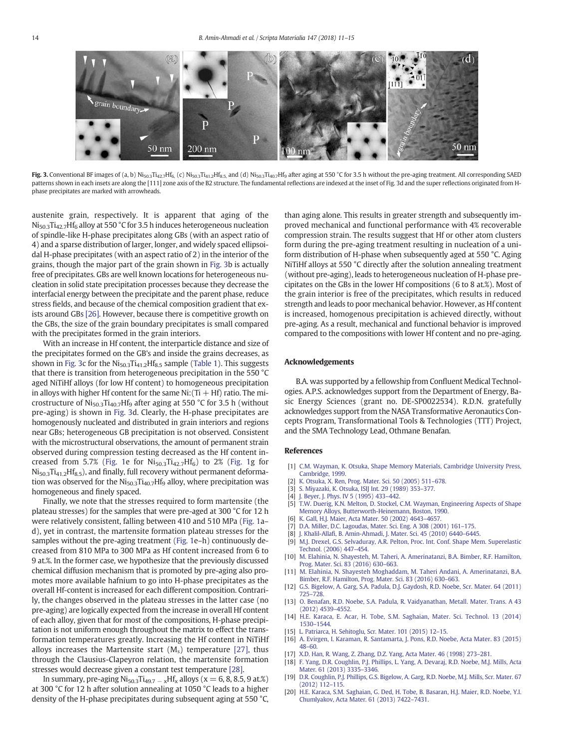Fig. 3. Conventional BF images of (a, b) $Ni_{50.3}Ti_{42.7}Hf_6$, (c) $Ni_{50.3}Ti_{41.2}Hf_{8.5}$ and (d) $Ni_{50.3}Ti_{40.7}Hf_9$ after aging at 550 °C for 3.5 h without the pre-aging treatment. All corresponding SAED patterns shown in each insets are along the [111] zone axis of the B2 structure. The fundamental reflections are indexed at the inset of Fig. 3d and the super reflections originated from H-phase precipitates are marked with arrowheads.

austenite grain, respectively. It is apparent that aging of the $Ni_{50.3}Ti_{42.7}Hf_6$ alloy at 550 °C for 3.5 h induces heterogeneous nucleation of spindle-like H-phase precipitates along GBs (with an aspect ratio of 4) and a sparse distribution of larger, longer, and widely spaced ellipsoidal H-phase precipitates (with an aspect ratio of 2) in the interior of the grains, though the major part of the grain shown in Fig. 3b is actually free of precipitates. GBs are well known locations for heterogeneous nucleation in solid state precipitation processes because they decrease the interfacial energy between the precipitate and the parent phase, reduce stress fields, and because of the chemical composition gradient that exists around GBs [26]. However, because there is competitive growth on the GBs, the size of the grain boundary precipitates is small compared with the precipitates formed in the grain interiors.

With an increase in Hf content, the interparticle distance and size of the precipitates formed on the GB's and inside the grains decreases, as shown in Fig. 3c for the $Ni_{50.3}Ti_{41.2}Hf_{8.5}$ sample (Table 1). This suggests that there is transition from heterogeneous precipitation in the 550 °C aged NiTiHf alloys (for low Hf content) to homogeneous precipitation in alloys with higher Hf content for the same Ni:(Ti + Hf) ratio. The microstructure of $Ni_{50.3}Ti_{40.7}Hf_9$ after aging at 550 °C for 3.5 h (without pre-aging) is shown in Fig. 3d. Clearly, the H-phase precipitates are homogenously nucleated and distributed in grain interiors and regions near GBs; heterogeneous GB precipitation is not observed. Consistent with the microstructural observations, the amount of permanent strain observed during compression testing decreased as the Hf content increased from 5.7% (Fig. 1e for $Ni_{50.3}Ti_{42.7}Hf_6$) to 2% (Fig. 1g for $Ni_{50.3}Ti_{41.2}Hf_{8.5}$), and finally, full recovery without permanent deformation was observed for the $Ni_{50.3}Ti_{40.7}Hf_9$ alloy, where precipitation was homogeneous and finely spaced.

Finally, we note that the stresses required to form martensite (the plateau stresses) for the samples that were pre-aged at 300 °C for 12 h were relatively consistent, falling between 410 and 510 MPa (Fig. 1a–d), yet in contrast, the martensite formation plateau stresses for the samples without the pre-aging treatment (Fig. 1e–h) continuously decreased from 810 MPa to 300 MPa as Hf content increased from 6 to 9 at.%. In the former case, we hypothesize that the previously discussed chemical diffusion mechanism that is promoted by pre-aging also promotes more available hafnium to go into H-phase precipitates as the overall Hf-content is increased for each different composition. Contrarily, the changes observed in the plateau stresses in the latter case (no pre-aging) are logically expected from the increase in overall Hf content of each alloy, given that for most of the compositions, H-phase precipitation is not uniform enough throughout the matrix to effect the transformation temperatures greatly. Increasing the Hf content in NiTiHf alloys increases the Martensite start ($M_s$) temperature [27], thus through the Clausius-Clapeyron relation, the martensite formation stresses would decrease given a constant test temperature [28].

In summary, pre-aging $Ni_{50.3}Ti_{49.7-x}Hf_x$ alloys (x = 6, 8, 8.5, 9 at.%) at 300 °C for 12 h after solution annealing at 1050 °C leads to a higher density of the H-phase precipitates during subsequent aging at 550 °C, than aging alone. This results in greater strength and subsequently improved mechanical and functional performance with 4% recoverable compression strain. The results suggest that Hf or other atom clusters form during the pre-aging treatment resulting in nucleation of a uniform distribution of H-phase when subsequently aged at 550 °C. Aging NiTiHf alloys at 550 °C directly after the solution annealing treatment (without pre-aging), leads to heterogeneous nucleation of H-phase precipitates on the GBs in the lower Hf compositions (6 to 8 at.%). Most of the grain interior is free of the precipitates, which results in reduced strength and leads to poor mechanical behavior. However, as Hf content is increased, homogenous precipitation is achieved directly, without pre-aging. As a result, mechanical and functional behavior is improved compared to the compositions with lower Hf content and no pre-aging.

## Acknowledgements

B.A. was supported by a fellowship from Confluent Medical Technologies. A.P.S. acknowledges support from the Department of Energy, Basic Energy Sciences (grant no. DE-SP0022534). R.D.N. gratefully acknowledges support from the NASA Transformative Aeronautics Concepts Program, Transformational Tools & Technologies (TTT) Project, and the SMA Technology Lead, Othmane Benafan.

## References

[1] C.M. Wayman, K. Otsuka, Shape Memory Materials, Cambridge University Press, Cambridge, 1999.
[2] K. Otsuka, X. Ren, Prog. Mater. Sci. 50 (2005) 511–678.
[3] S. Miyazaki, K. Otsuka, ISIJ Int. 29 (1989) 353–377.
[4] J. Beyer, J. Phys. IV 5 (1995) 433–442.
[5] T.W. Duerig, K.N. Melton, D. Stockel, C.M. Wayman, Engineering Aspects of Shape Memory Alloys, Butterworth-Heinemann, Boston, 1990.
[6] K. Gall, H.J. Maier, Acta Mater. 50 (2002) 4643–4657.
[7] D.A. Miller, D.C. Lagoudas, Mater. Sci. Eng. A 308 (2001) 161–175.
[8] J. Khalil-Allafi, B. Amin-Ahmadi, J. Mater. Sci. 45 (2010) 6440–6445.
[9] M.J. Drexel, G.S. Selvaduray, A.R. Pelton, Proc. Int. Conf. Shape Mem. Superelastic Technol. (2006) 447–454.
[10] M. Elahinia, N. Shayesteh, M. Taheri, A. Amerinatanzi, B.A. Bimber, R.F. Hamilton, Prog. Mater. Sci. 83 (2016) 630–663.
[11] M. Elahinia, N. Shayesteh Moghaddam, M. Taheri Andani, A. Amerinatanzi, B.A. Bimber, R.F. Hamilton, Prog. Mater. Sci. 83 (2016) 630–663.
[12] G.S. Bigelow, A. Garg, S.A. Padula, D.J. Gaydosh, R.D. Noebe, Scr. Mater. 64 (2011) 725–728.
[13] O. Benafan, R.D. Noebe, S.A. Padula, R. Vaidyanathan, Metall. Mater. Trans. A 43 (2012) 4539–4552.
[14] H.E. Karaca, E. Acar, H. Tobe, S.M. Saghaian, Mater. Sci. Technol. 13 (2014) 1530–1544.
[15] L. Patriarca, H. Sehitoglu, Scr. Mater. 101 (2015) 12–15.
[16] A. Evirgen, I. Karaman, R. Santamarta, J. Pons, R.D. Noebe, Acta Mater. 83 (2015) 48–60.
[17] X.D. Han, R. Wang, Z. Zhang, D.Z. Yang, Acta Mater. 46 (1998) 273–281.
[18] F. Yang, D.R. Coughlin, P.J. Phillips, L. Yang, A. Devaraj, R.D. Noebe, M.J. Mills, Acta Mater. 61 (2013) 3335–3346.
[19] D.R. Coughlin, P.J. Phillips, G.S. Bigelow, A. Garg, R.D. Noebe, M.J. Mills, Scr. Mater. 67 (2012) 112–115.
[20] H.E. Karaca, S.M. Saghaian, G. Ded, H. Tobe, B. Basaran, H.J. Maier, R.D. Noebe, Y.I. Chumlyakov, Acta Mater. 61 (2013) 7422–7431.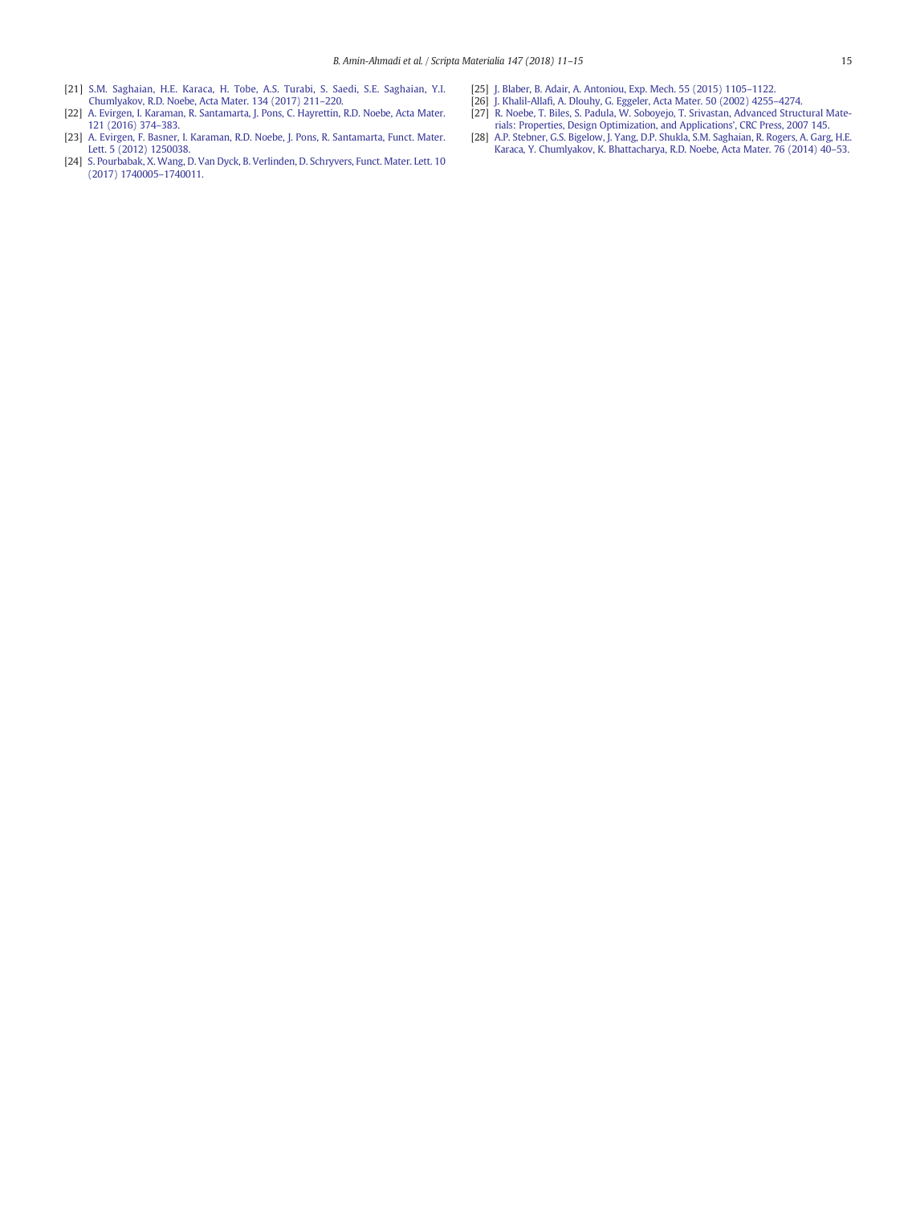[21] S.M. Saghaian, H.E. Karaca, H. Tobe, A.S. Turabi, S. Saedi, S.E. Saghaian, Y.I. Chumlyakov, R.D. Noebe, Acta Mater. 134 (2017) 211–220.

[22] A. Evirgen, I. Karaman, R. Santamarta, J. Pons, C. Hayrettin, R.D. Noebe, Acta Mater. 121 (2016) 374–383.

[23] A. Evirgen, F. Basner, I. Karaman, R.D. Noebe, J. Pons, R. Santamarta, Funct. Mater. Lett. 5 (2012) 1250038.

[24] S. Pourbabak, X. Wang, D. Van Dyck, B. Verlinden, D. Schryvers, Funct. Mater. Lett. 10 (2017) 1740005–1740011.

[25] J. Blaber, B. Adair, A. Antoniou, Exp. Mech. 55 (2015) 1105–1122.

[26] J. Khalil-Allafi, A. Dlouhy, G. Eggeler, Acta Mater. 50 (2002) 4255–4274.

[27] R. Noebe, T. Biles, S. Padula, W. Soboyejo, T. Srivastan, Advanced Structural Materials: Properties, Design Optimization, and Applications', CRC Press, 2007 145.

[28] A.P. Stebner, G.S. Bigelow, J. Yang, D.P. Shukla, S.M. Saghaian, R. Rogers, A. Garg, H.E. Karaca, Y. Chumlyakov, K. Bhattacharya, R.D. Noebe, Acta Mater. 76 (2014) 40–53.